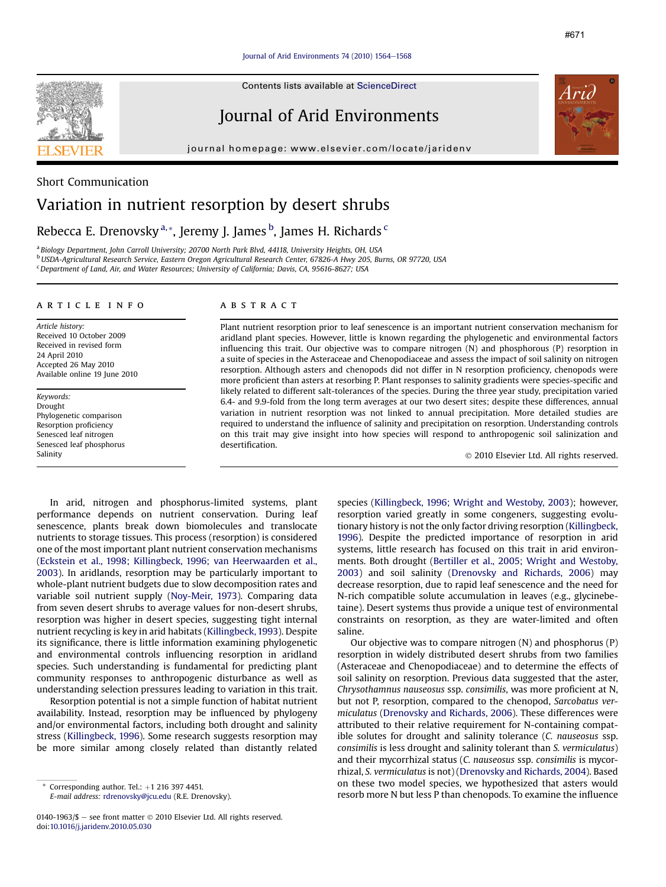#671

Short Communication

# Variation in nutrient resorption by desert shrubs

Rebecca E. Drenovsky[a,*], Jeremy J. James[b], James H. Richards[c]

[a] Biology Department, John Carroll University; 20700 North Park Blvd, 44118, University Heights, OH, USA
[b] USDA-Agricultural Research Service, Eastern Oregon Agricultural Research Center, 67826-A Hwy 205, Burns, OR 97720, USA
[c] Department of Land, Air, and Water Resources; University of California; Davis, CA, 95616-8627; USA

## ARTICLE INFO

*Article history:*
Received 10 October 2009
Received in revised form
24 April 2010
Accepted 26 May 2010
Available online 19 June 2010

*Keywords:*
Drought
Phylogenetic comparison
Resorption proficiency
Senesced leaf nitrogen
Senesced leaf phosphorus
Salinity

## ABSTRACT

Plant nutrient resorption prior to leaf senescence is an important nutrient conservation mechanism for aridland plant species. However, little is known regarding the phylogenetic and environmental factors influencing this trait. Our objective was to compare nitrogen (N) and phosphorous (P) resorption in a suite of species in the Asteraceae and Chenopodiaceae and assess the impact of soil salinity on nitrogen resorption. Although asters and chenopods did not differ in N resorption proficiency, chenopods were more proficient than asters at resorbing P. Plant responses to salinity gradients were species-specific and likely related to different salt-tolerances of the species. During the three year study, precipitation varied 6.4- and 9.9-fold from the long term averages at our two desert sites; despite these differences, annual variation in nutrient resorption was not linked to annual precipitation. More detailed studies are required to understand the influence of salinity and precipitation on resorption. Understanding controls on this trait may give insight into how species will respond to anthropogenic soil salinization and desertification.

© 2010 Elsevier Ltd. All rights reserved.

In arid, nitrogen and phosphorus-limited systems, plant performance depends on nutrient conservation. During leaf senescence, plants break down biomolecules and translocate nutrients to storage tissues. This process (resorption) is considered one of the most important plant nutrient conservation mechanisms (Eckstein et al., 1998; Killingbeck, 1996; van Heerwaarden et al., 2003). In aridlands, resorption may be particularly important to whole-plant nutrient budgets due to slow decomposition rates and variable soil nutrient supply (Noy-Meir, 1973). Comparing data from seven desert shrubs to average values for non-desert shrubs, resorption was higher in desert species, suggesting tight internal nutrient recycling is key in arid habitats (Killingbeck, 1993). Despite its significance, there is little information examining phylogenetic and environmental controls influencing resorption in aridland species. Such understanding is fundamental for predicting plant community responses to anthropogenic disturbance as well as understanding selection pressures leading to variation in this trait.

Resorption potential is not a simple function of habitat nutrient availability. Instead, resorption may be influenced by phylogeny and/or environmental factors, including both drought and salinity stress (Killingbeck, 1996). Some research suggests resorption may be more similar among closely related than distantly related species (Killingbeck, 1996; Wright and Westoby, 2003); however, resorption varied greatly in some congeners, suggesting evolutionary history is not the only factor driving resorption (Killingbeck, 1996). Despite the predicted importance of resorption in arid systems, little research has focused on this trait in arid environments. Both drought (Bertiller et al., 2005; Wright and Westoby, 2003) and soil salinity (Drenovsky and Richards, 2006) may decrease resorption, due to rapid leaf senescence and the need for N-rich compatible solute accumulation in leaves (e.g., glycinebetaine). Desert systems thus provide a unique test of environmental constraints on resorption, as they are water-limited and often saline.

Our objective was to compare nitrogen (N) and phosphorus (P) resorption in widely distributed desert shrubs from two families (Asteraceae and Chenopodiaceae) and to determine the effects of soil salinity on resorption. Previous data suggested that the aster, *Chrysothamnus nauseosus* ssp. *consimilis*, was more proficient at N, but not P, resorption, compared to the chenopod, *Sarcobatus vermiculatus* (Drenovsky and Richards, 2006). These differences were attributed to their relative requirement for N-containing compatible solutes for drought and salinity tolerance (*C. nauseosus* ssp. *consimilis* is less drought and salinity tolerant than *S. vermiculatus*) and their mycorrhizal status (*C. nauseosus* ssp. *consimilis* is mycorrhizal, *S. vermiculatus* is not) (Drenovsky and Richards, 2004). Based on these two model species, we hypothesized that asters would resorb more N but less P than chenopods. To examine the influence

* Corresponding author. Tel.: +1 216 397 4451.
*E-mail address:* rdrenovsky@jcu.edu (R.E. Drenovsky).

0140-1963/$ – see front matter © 2010 Elsevier Ltd. All rights reserved.
doi:10.1016/j.jaridenv.2010.05.030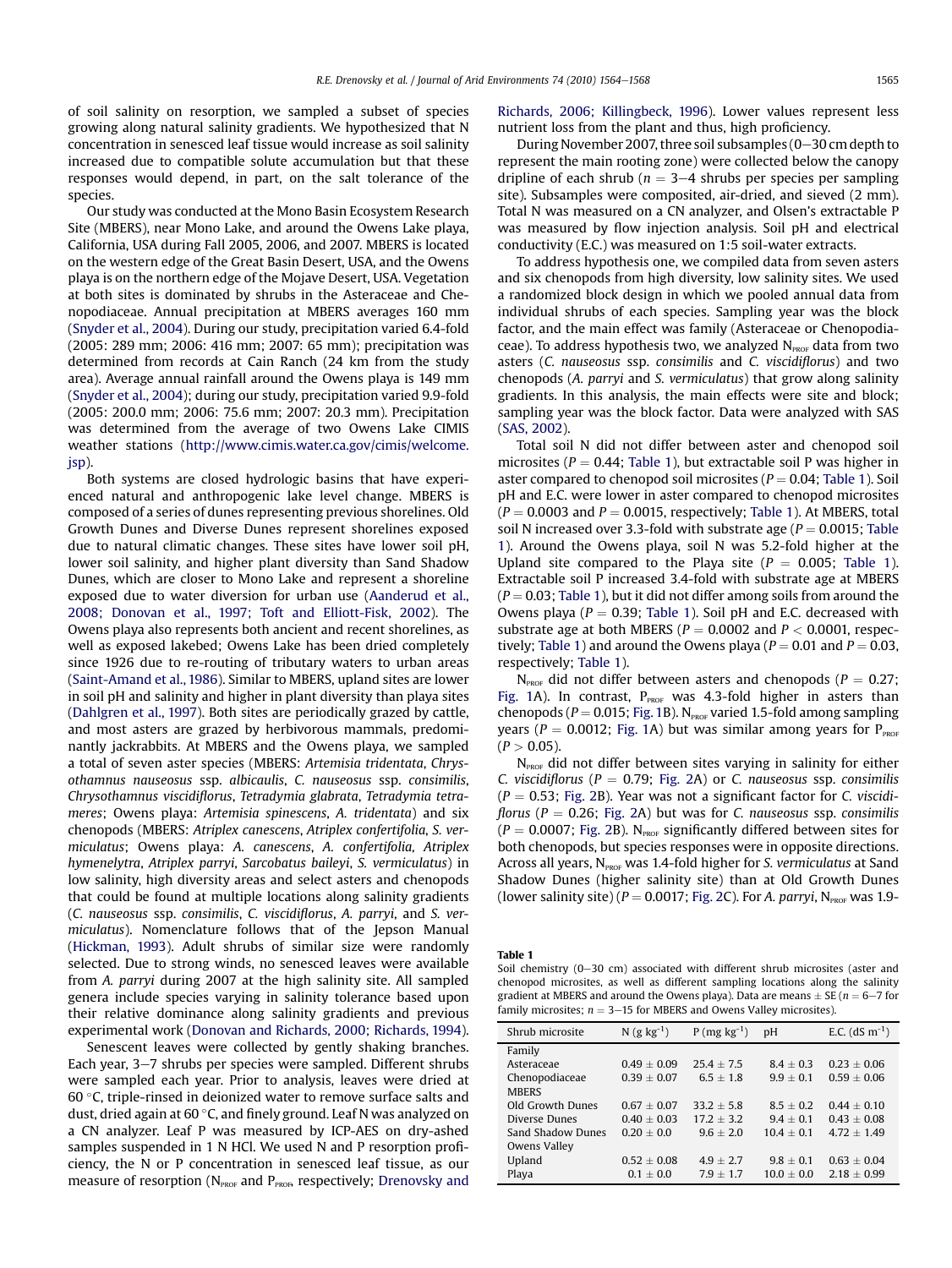of soil salinity on resorption, we sampled a subset of species growing along natural salinity gradients. We hypothesized that N concentration in senesced leaf tissue would increase as soil salinity increased due to compatible solute accumulation but that these responses would depend, in part, on the salt tolerance of the species.

Our study was conducted at the Mono Basin Ecosystem Research Site (MBERS), near Mono Lake, and around the Owens Lake playa, California, USA during Fall 2005, 2006, and 2007. MBERS is located on the western edge of the Great Basin Desert, USA, and the Owens playa is on the northern edge of the Mojave Desert, USA. Vegetation at both sites is dominated by shrubs in the Asteraceae and Chenopodiaceae. Annual precipitation at MBERS averages 160 mm (Snyder et al., 2004). During our study, precipitation varied 6.4-fold (2005: 289 mm; 2006: 416 mm; 2007: 65 mm); precipitation was determined from records at Cain Ranch (24 km from the study area). Average annual rainfall around the Owens playa is 149 mm (Snyder et al., 2004); during our study, precipitation varied 9.9-fold (2005: 200.0 mm; 2006: 75.6 mm; 2007: 20.3 mm). Precipitation was determined from the average of two Owens Lake CIMIS weather stations (http://www.cimis.water.ca.gov/cimis/welcome.jsp).

Both systems are closed hydrologic basins that have experienced natural and anthropogenic lake level change. MBERS is composed of a series of dunes representing previous shorelines. Old Growth Dunes and Diverse Dunes represent shorelines exposed due to natural climatic changes. These sites have lower soil pH, lower soil salinity, and higher plant diversity than Sand Shadow Dunes, which are closer to Mono Lake and represent a shoreline exposed due to water diversion for urban use (Aanderud et al., 2008; Donovan et al., 1997; Toft and Elliott-Fisk, 2002). The Owens playa also represents both ancient and recent shorelines, as well as exposed lakebed; Owens Lake has been dried completely since 1926 due to re-routing of tributary waters to urban areas (Saint-Amand et al., 1986). Similar to MBERS, upland sites are lower in soil pH and salinity and higher in plant diversity than playa sites (Dahlgren et al., 1997). Both sites are periodically grazed by cattle, and most asters are grazed by herbivorous mammals, predominantly jackrabbits. At MBERS and the Owens playa, we sampled a total of seven aster species (MBERS: *Artemisia tridentata*, *Chrysothamnus nauseosus* ssp. *albicaulis*, *C. nauseosus* ssp. *consimilis*, *Chrysothamnus viscidiflorus*, *Tetradymia glabrata*, *Tetradymia tetrameres*; Owens playa: *Artemisia spinescens*, *A. tridentata*) and six chenopods (MBERS: *Atriplex canescens*, *Atriplex confertifolia*, *S. vermiculatus*; Owens playa: *A. canescens*, *A. confertifolia*, *Atriplex hymenelytra*, *Atriplex parryi*, *Sarcobatus baileyi*, *S. vermiculatus*) in low salinity, high diversity areas and select asters and chenopods that could be found at multiple locations along salinity gradients (*C. nauseosus* ssp. *consimilis*, *C. viscidiflorus*, *A. parryi*, and *S. vermiculatus*). Nomenclature follows that of the Jepson Manual (Hickman, 1993). Adult shrubs of similar size were randomly selected. Due to strong winds, no senesced leaves were available from *A. parryi* during 2007 at the high salinity site. All sampled genera include species varying in salinity tolerance based upon their relative dominance along salinity gradients and previous experimental work (Donovan and Richards, 2000; Richards, 1994).

Senescent leaves were collected by gently shaking branches. Each year, 3–7 shrubs per species were sampled. Different shrubs were sampled each year. Prior to analysis, leaves were dried at 60 °C, triple-rinsed in deionized water to remove surface salts and dust, dried again at 60 °C, and finely ground. Leaf N was analyzed on a CN analyzer. Leaf P was measured by ICP-AES on dry-ashed samples suspended in 1 N HCl. We used N and P resorption proficiency, the N or P concentration in senesced leaf tissue, as our measure of resorption ($N_{PROF}$ and $P_{PROF}$, respectively; Drenovsky and Richards, 2006; Killingbeck, 1996). Lower values represent less nutrient loss from the plant and thus, high proficiency.

During November 2007, three soil subsamples (0–30 cm depth to represent the main rooting zone) were collected below the canopy dripline of each shrub ($n$ = 3–4 shrubs per species per sampling site). Subsamples were composited, air-dried, and sieved (2 mm). Total N was measured on a CN analyzer, and Olsen's extractable P was measured by flow injection analysis. Soil pH and electrical conductivity (E.C.) was measured on 1:5 soil-water extracts.

To address hypothesis one, we compiled data from seven asters and six chenopods from high diversity, low salinity sites. We used a randomized block design in which we pooled annual data from individual shrubs of each species. Sampling year was the block factor, and the main effect was family (Asteraceae or Chenopodiaceae). To address hypothesis two, we analyzed $N_{PROF}$ data from two asters (*C. nauseosus* ssp. *consimilis* and *C. viscidiflorus*) and two chenopods (*A. parryi* and *S. vermiculatus*) that grow along salinity gradients. In this analysis, the main effects were site and block; sampling year was the block factor. Data were analyzed with SAS (SAS, 2002).

Total soil N did not differ between aster and chenopod soil microsites ($P = 0.44$; Table 1), but extractable soil P was higher in aster compared to chenopod soil microsites ($P = 0.04$; Table 1). Soil pH and E.C. were lower in aster compared to chenopod microsites ($P = 0.0003$ and $P = 0.0015$, respectively; Table 1). At MBERS, total soil N increased over 3.3-fold with substrate age ($P = 0.0015$; Table 1). Around the Owens playa, soil N was 5.2-fold higher at the Upland site compared to the Playa site ($P = 0.005$; Table 1). Extractable soil P increased 3.4-fold with substrate age at MBERS ($P = 0.03$; Table 1), but it did not differ among soils from around the Owens playa ($P = 0.39$; Table 1). Soil pH and E.C. decreased with substrate age at both MBERS ($P = 0.0002$ and $P < 0.0001$, respectively; Table 1) and around the Owens playa ($P = 0.01$ and $P = 0.03$, respectively; Table 1).

$N_{PROF}$ did not differ between asters and chenopods ($P = 0.27$; Fig. 1A). In contrast, $P_{PROF}$ was 4.3-fold higher in asters than chenopods ($P = 0.015$; Fig. 1B). $N_{PROF}$ varied 1.5-fold among sampling years ($P = 0.0012$; Fig. 1A) but was similar among years for $P_{PROF}$ ($P > 0.05$).

$N_{PROF}$ did not differ between sites varying in salinity for either *C. viscidiflorus* ($P = 0.79$; Fig. 2A) or *C. nauseosus* ssp. *consimilis* ($P = 0.53$; Fig. 2B). Year was not a significant factor for *C. viscidiflorus* ($P = 0.26$; Fig. 2A) but was for *C. nauseosus* ssp. *consimilis* ($P = 0.0007$; Fig. 2B). $N_{PROF}$ significantly differed between sites for both chenopods, but species responses were in opposite directions. Across all years, $N_{PROF}$ was 1.4-fold higher for *S. vermiculatus* at Sand Shadow Dunes (higher salinity site) than at Old Growth Dunes (lower salinity site) ($P = 0.0017$; Fig. 2C). For *A. parryi*, $N_{PROF}$ was 1.9-

**Table 1**
Soil chemistry (0–30 cm) associated with different shrub microsites (aster and chenopod microsites, as well as different sampling locations along the salinity gradient at MBERS and around the Owens playa). Data are means ± SE ($n$ = 6–7 for family microsites; $n$ = 3–15 for MBERS and Owens Valley microsites).

| Shrub microsite | N (g kg$^{-1}$) | P (mg kg$^{-1}$) | pH | E.C. (dS m$^{-1}$) |
|---|---|---|---|---|
| Family | | | | |
| Asteraceae | 0.49 ± 0.09 | 25.4 ± 7.5 | 8.4 ± 0.3 | 0.23 ± 0.06 |
| Chenopodiaceae | 0.39 ± 0.07 | 6.5 ± 1.8 | 9.9 ± 0.1 | 0.59 ± 0.06 |
| MBERS | | | | |
| Old Growth Dunes | 0.67 ± 0.07 | 33.2 ± 5.8 | 8.5 ± 0.2 | 0.44 ± 0.10 |
| Diverse Dunes | 0.40 ± 0.03 | 17.2 ± 3.2 | 9.4 ± 0.1 | 0.43 ± 0.08 |
| Sand Shadow Dunes | 0.20 ± 0.0 | 9.6 ± 2.0 | 10.4 ± 0.1 | 4.72 ± 1.49 |
| Owens Valley | | | | |
| Upland | 0.52 ± 0.08 | 4.9 ± 2.7 | 9.8 ± 0.1 | 0.63 ± 0.04 |
| Playa | 0.1 ± 0.0 | 7.9 ± 1.7 | 10.0 ± 0.0 | 2.18 ± 0.99 |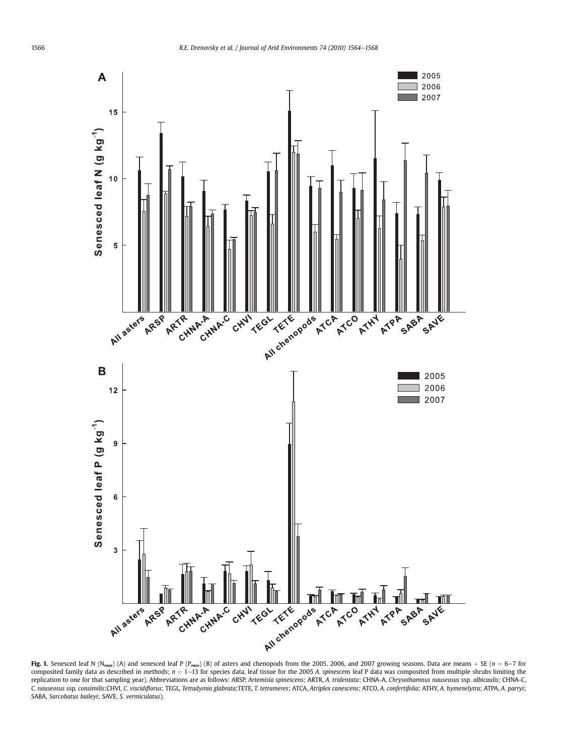**Fig. 1.** Senesced leaf N ($N_{PROF}$) (A) and senesced leaf P ($P_{PROF}$) (B) of asters and chenopods from the 2005, 2006, and 2007 growing seasons. Data are means + SE ($n$ = 6–7 for composited family data as described in methods; $n$ = 1–13 for species data, leaf tissue for the 2005 *A. spinescens* leaf P data was composited from multiple shrubs limiting the replication to one for that sampling year). Abbreviations are as follows: ARSP, *Artemisia spinescens*; ARTR, *A. tridentata*; CHNA-A, *Chrysothamnus nauseosus* ssp. *albicaulis*; CHNA-C, *C. nauseosus* ssp. *consimilis*;CHVI, *C. viscidiflorus*; TEGL, *Tetradymia glabrata*;TETE, *T. tetrameres*; ATCA, *Atriplex canescens*; ATCO, *A. confertifolia*; ATHY, *A. hymenelytra*; ATPA, *A. parryi*; SABA, *Sarcobatus baileyi*; SAVE, *S. vermiculatus*).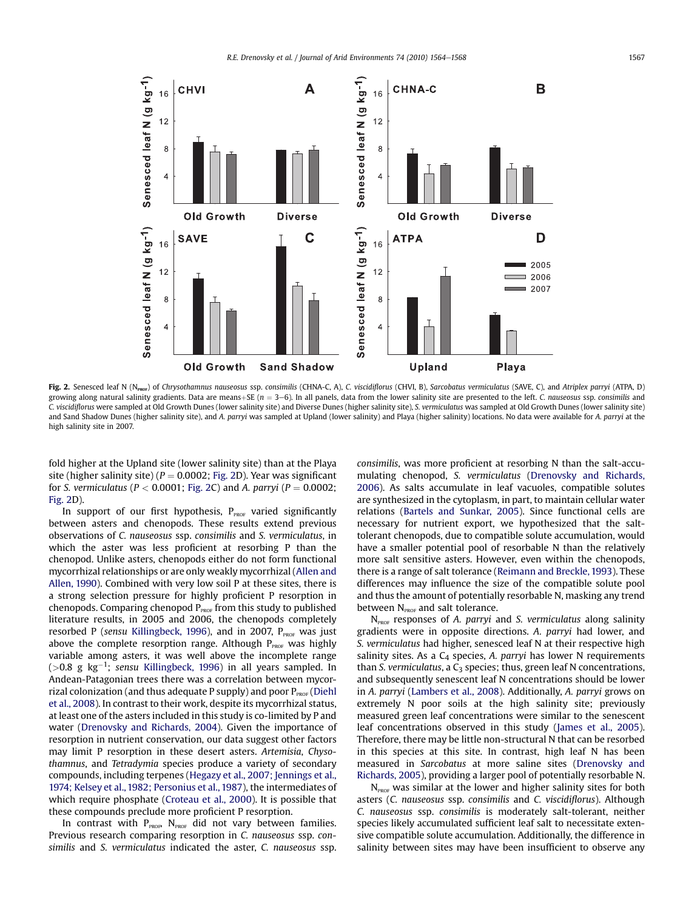**Fig. 2.** Senesced leaf N ($N_{PROF}$) of *Chrysothamnus nauseosus* ssp. *consimilis* (CHNA-C, A), *C. viscidiflorus* (CHVI, B), *Sarcobatus vermiculatus* (SAVE, C), and *Atriplex parryi* (ATPA, D) growing along natural salinity gradients. Data are means+SE ($n = 3–6$). In all panels, data from the lower salinity site are presented to the left. *C. nauseosus* ssp. *consimilis* and *C. viscidiflorus* were sampled at Old Growth Dunes (lower salinity site) and Diverse Dunes (higher salinity site), *S. vermiculatus* was sampled at Old Growth Dunes (lower salinity site) and Sand Shadow Dunes (higher salinity site), and *A. parryi* was sampled at Upland (lower salinity) and Playa (higher salinity) locations. No data were available for *A. parryi* at the high salinity site in 2007.

fold higher at the Upland site (lower salinity site) than at the Playa site (higher salinity site) ($P = 0.0002$; Fig. 2D). Year was significant for *S. vermiculatus* ($P < 0.0001$; Fig. 2C) and *A. parryi* ($P = 0.0002$; Fig. 2D).

In support of our first hypothesis, $P_{PROF}$ varied significantly between asters and chenopods. These results extend previous observations of *C. nauseosus* ssp. *consimilis* and *S. vermiculatus*, in which the aster was less proficient at resorbing P than the chenopod. Unlike asters, chenopods either do not form functional mycorrhizal relationships or are only weakly mycorrhizal (Allen and Allen, 1990). Combined with very low soil P at these sites, there is a strong selection pressure for highly proficient P resorption in chenopods. Comparing chenopod $P_{PROF}$ from this study to published literature results, in 2005 and 2006, the chenopods completely resorbed P (*sensu* Killingbeck, 1996), and in 2007, $P_{PROF}$ was just above the complete resorption range. Although $P_{PROF}$ was highly variable among asters, it was well above the incomplete range ($>0.8$ g $kg^{-1}$; *sensu* Killingbeck, 1996) in all years sampled. In Andean-Patagonian trees there was a correlation between mycorrizal colonization (and thus adequate P supply) and poor $P_{PROF}$ (Diehl et al., 2008). In contrast to their work, despite its mycorrhizal status, at least one of the asters included in this study is co-limited by P and water (Drenovsky and Richards, 2004). Given the importance of resorption in nutrient conservation, our data suggest other factors may limit P resorption in these desert asters. *Artemisia*, *Chysothamnus*, and *Tetradymia* species produce a variety of secondary compounds, including terpenes (Hegazy et al., 2007; Jennings et al., 1974; Kelsey et al., 1982; Personius et al., 1987), the intermediates of which require phosphate (Croteau et al., 2000). It is possible that these compounds preclude more proficient P resorption.

In contrast with $P_{PROF}$, $N_{PROF}$ did not vary between families. Previous research comparing resorption in *C. nauseosus* ssp. *consimilis* and *S. vermiculatus* indicated the aster, *C. nauseosus* ssp. *consimilis*, was more proficient at resorbing N than the salt-accumulating chenopod, *S. vermiculatus* (Drenovsky and Richards, 2006). As salts accumulate in leaf vacuoles, compatible solutes are synthesized in the cytoplasm, in part, to maintain cellular water relations (Bartels and Sunkar, 2005). Since functional cells are necessary for nutrient export, we hypothesized that the salt-tolerant chenopods, due to compatible solute accumulation, would have a smaller potential pool of resorbable N than the relatively more salt sensitive asters. However, even within the chenopods, there is a range of salt tolerance (Reimann and Breckle, 1993). These differences may influence the size of the compatible solute pool and thus the amount of potentially resorbable N, masking any trend between $N_{PROF}$ and salt tolerance.

$N_{PROF}$ responses of *A. parryi* and *S. vermiculatus* along salinity gradients were in opposite directions. *A. parryi* had lower, and *S. vermiculatus* had higher, senesced leaf N at their respective high salinity sites. As a $C_4$ species, *A. parryi* has lower N requirements than *S. vermiculatus*, a $C_3$ species; thus, green leaf N concentrations, and subsequently senescent leaf N concentrations should be lower in *A. parryi* (Lambers et al., 2008). Additionally, *A. parryi* grows on extremely N poor soils at the high salinity site; previously measured green leaf concentrations were similar to the senescent leaf concentrations observed in this study (James et al., 2005). Therefore, there may be little non-structural N that can be resorbed in this species at this site. In contrast, high leaf N has been measured in *Sarcobatus* at more saline sites (Drenovsky and Richards, 2005), providing a larger pool of potentially resorbable N.

$N_{PROF}$ was similar at the lower and higher salinity sites for both asters (*C. nauseosus* ssp. *consimilis* and *C. viscidiflorus*). Although *C. nauseosus* ssp. *consimilis* is moderately salt-tolerant, neither species likely accumulated sufficient leaf salt to necessitate extensive compatible solute accumulation. Additionally, the difference in salinity between sites may have been insufficient to observe any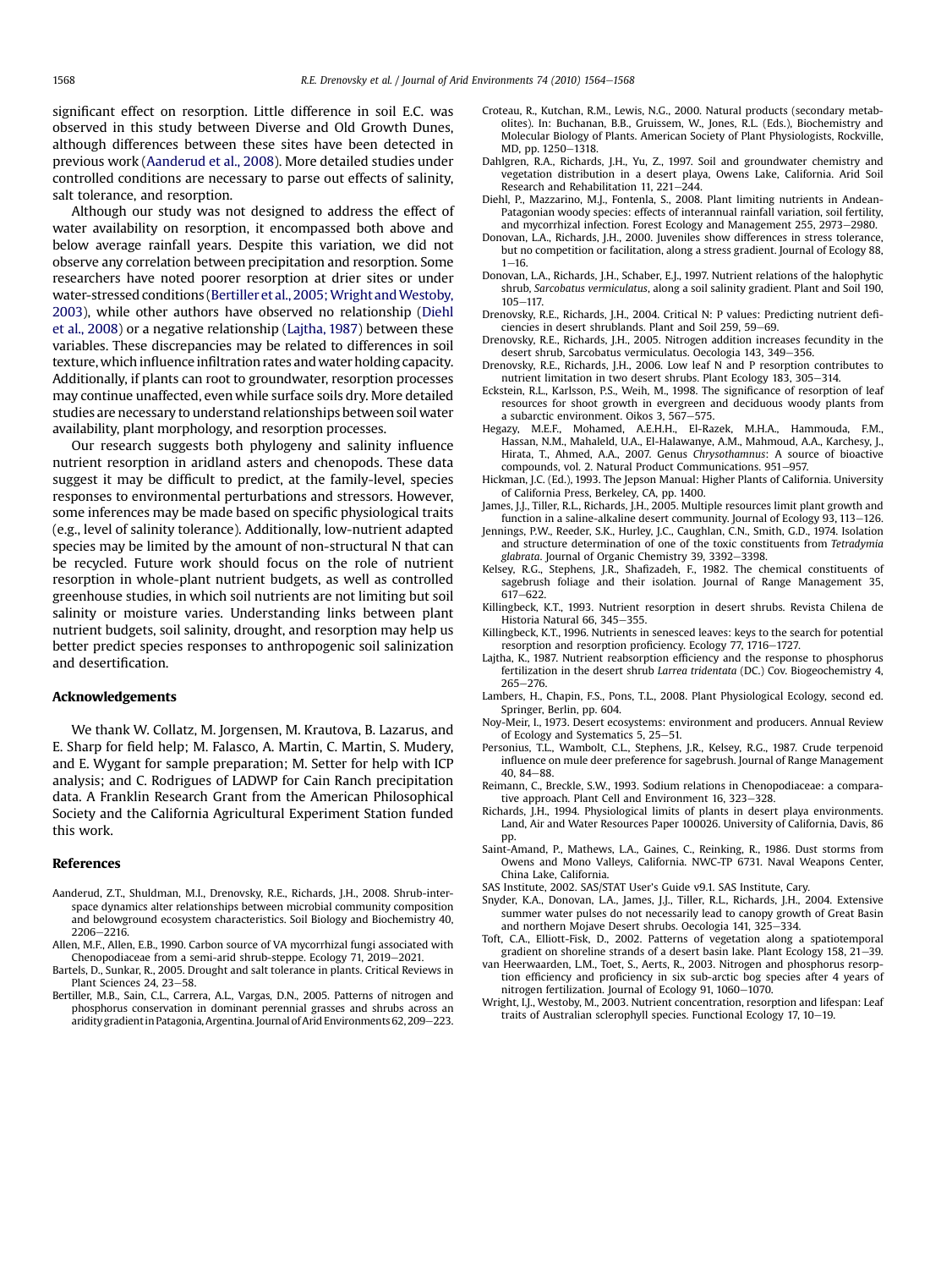significant effect on resorption. Little difference in soil E.C. was observed in this study between Diverse and Old Growth Dunes, although differences between these sites have been detected in previous work (Aanderud et al., 2008). More detailed studies under controlled conditions are necessary to parse out effects of salinity, salt tolerance, and resorption.

Although our study was not designed to address the effect of water availability on resorption, it encompassed both above and below average rainfall years. Despite this variation, we did not observe any correlation between precipitation and resorption. Some researchers have noted poorer resorption at drier sites or under water-stressed conditions (Bertiller et al., 2005; Wright and Westoby, 2003), while other authors have observed no relationship (Diehl et al., 2008) or a negative relationship (Lajtha, 1987) between these variables. These discrepancies may be related to differences in soil texture, which influence infiltration rates and water holding capacity. Additionally, if plants can root to groundwater, resorption processes may continue unaffected, even while surface soils dry. More detailed studies are necessary to understand relationships between soil water availability, plant morphology, and resorption processes.

Our research suggests both phylogeny and salinity influence nutrient resorption in aridland asters and chenopods. These data suggest it may be difficult to predict, at the family-level, species responses to environmental perturbations and stressors. However, some inferences may be made based on specific physiological traits (e.g., level of salinity tolerance). Additionally, low-nutrient adapted species may be limited by the amount of non-structural N that can be recycled. Future work should focus on the role of nutrient resorption in whole-plant nutrient budgets, as well as controlled greenhouse studies, in which soil nutrients are not limiting but soil salinity or moisture varies. Understanding links between plant nutrient budgets, soil salinity, drought, and resorption may help us better predict species responses to anthropogenic soil salinization and desertification.

## Acknowledgements

We thank W. Collatz, M. Jorgensen, M. Krautova, B. Lazarus, and E. Sharp for field help; M. Falasco, A. Martin, C. Martin, S. Mudery, and E. Wygant for sample preparation; M. Setter for help with ICP analysis; and C. Rodrigues of LADWP for Cain Ranch precipitation data. A Franklin Research Grant from the American Philosophical Society and the California Agricultural Experiment Station funded this work.

## References

Aanderud, Z.T., Shuldman, M.I., Drenovsky, R.E., Richards, J.H., 2008. Shrub-interspace dynamics alter relationships between microbial community composition and belowground ecosystem characteristics. Soil Biology and Biochemistry 40, 2206–2216.

Allen, M.F., Allen, E.B., 1990. Carbon source of VA mycorrhizal fungi associated with Chenopodiaceae from a semi-arid shrub-steppe. Ecology 71, 2019–2021.

Bartels, D., Sunkar, R., 2005. Drought and salt tolerance in plants. Critical Reviews in Plant Sciences 24, 23–58.

Bertiller, M.B., Sain, C.L., Carrera, A.L., Vargas, D.N., 2005. Patterns of nitrogen and phosphorus conservation in dominant perennial grasses and shrubs across an aridity gradient in Patagonia, Argentina. Journal of Arid Environments 62, 209–223.

Croteau, R., Kutchan, R.M., Lewis, N.G., 2000. Natural products (secondary metabolites). In: Buchanan, B.B., Gruissem, W., Jones, R.L. (Eds.), Biochemistry and Molecular Biology of Plants. American Society of Plant Physiologists, Rockville, MD, pp. 1250–1318.

Dahlgren, R.A., Richards, J.H., Yu, Z., 1997. Soil and groundwater chemistry and vegetation distribution in a desert playa, Owens Lake, California. Arid Soil Research and Rehabilitation 11, 221–244.

Diehl, P., Mazzarino, M.J., Fontenla, S., 2008. Plant limiting nutrients in Andean-Patagonian woody species: effects of interannual rainfall variation, soil fertility, and mycorrhizal infection. Forest Ecology and Management 255, 2973–2980.

Donovan, L.A., Richards, J.H., 2000. Juveniles show differences in stress tolerance, but no competition or facilitation, along a stress gradient. Journal of Ecology 88, 1–16.

Donovan, L.A., Richards, J.H., Schaber, E.J., 1997. Nutrient relations of the halophytic shrub, *Sarcobatus vermiculatus*, along a soil salinity gradient. Plant and Soil 190, 105–117.

Drenovsky, R.E., Richards, J.H., 2004. Critical N: P values: Predicting nutrient deficiencies in desert shrublands. Plant and Soil 259, 59–69.

Drenovsky, R.E., Richards, J.H., 2005. Nitrogen addition increases fecundity in the desert shrub, Sarcobatus vermiculatus. Oecologia 143, 349–356.

Drenovsky, R.E., Richards, J.H., 2006. Low leaf N and P resorption contributes to nutrient limitation in two desert shrubs. Plant Ecology 183, 305–314.

Eckstein, R.L., Karlsson, P.S., Weih, M., 1998. The significance of resorption of leaf resources for shoot growth in evergreen and deciduous woody plants from a subarctic environment. Oikos 3, 567–575.

Hegazy, M.E.F., Mohamed, A.E.H.H., El-Razek, M.H.A., Hammouda, F.M., Hassan, N.M., Mahaleld, U.A., El-Halawanye, A.M., Mahmoud, A.A., Karchesy, J., Hirata, T., Ahmed, A.A., 2007. Genus *Chrysothamnus*: A source of bioactive compounds, vol. 2. Natural Product Communications. 951–957.

Hickman, J.C. (Ed.), 1993. The Jepson Manual: Higher Plants of California. University of California Press, Berkeley, CA, pp. 1400.

James, J.J., Tiller, R.L., Richards, J.H., 2005. Multiple resources limit plant growth and function in a saline-alkaline desert community. Journal of Ecology 93, 113–126.

Jennings, P.W., Reeder, S.K., Hurley, J.C., Caughlan, C.N., Smith, G.D., 1974. Isolation and structure determination of one of the toxic constituents from *Tetradymia glabrata*. Journal of Organic Chemistry 39, 3392–3398.

Kelsey, R.G., Stephens, J.R., Shafizadeh, F., 1982. The chemical constituents of sagebrush foliage and their isolation. Journal of Range Management 35, 617–622.

Killingbeck, K.T., 1993. Nutrient resorption in desert shrubs. Revista Chilena de Historia Natural 66, 345–355.

Killingbeck, K.T., 1996. Nutrients in senesced leaves: keys to the search for potential resorption and resorption proficiency. Ecology 77, 1716–1727.

Lajtha, K., 1987. Nutrient reabsorption efficiency and the response to phosphorus fertilization in the desert shrub *Larrea tridentata* (DC.) Cov. Biogeochemistry 4, 265–276.

Lambers, H., Chapin, F.S., Pons, T.L., 2008. Plant Physiological Ecology, second ed. Springer, Berlin, pp. 604.

Noy-Meir, I., 1973. Desert ecosystems: environment and producers. Annual Review of Ecology and Systematics 5, 25–51.

Personius, T.L., Wambolt, C.L., Stephens, J.R., Kelsey, R.G., 1987. Crude terpenoid influence on mule deer preference for sagebrush. Journal of Range Management 40, 84–88.

Reimann, C., Breckle, S.W., 1993. Sodium relations in Chenopodiaceae: a comparative approach. Plant Cell and Environment 16, 323–328.

Richards, J.H., 1994. Physiological limits of plants in desert playa environments. Land, Air and Water Resources Paper 100026. University of California, Davis, 86 pp.

Saint-Amand, P., Mathews, L.A., Gaines, C., Reinking, R., 1986. Dust storms from Owens and Mono Valleys, California. NWC-TP 6731. Naval Weapons Center, China Lake, California.

SAS Institute, 2002. SAS/STAT User's Guide v9.1. SAS Institute, Cary.

Snyder, K.A., Donovan, L.A., James, J.J., Tiller, R.L., Richards, J.H., 2004. Extensive summer water pulses do not necessarily lead to canopy growth of Great Basin and northern Mojave Desert shrubs. Oecologia 141, 325–334.

Toft, C.A., Elliott-Fisk, D., 2002. Patterns of vegetation along a spatiotemporal gradient on shoreline strands of a desert basin lake. Plant Ecology 158, 21–39.

van Heerwaarden, L.M., Toet, S., Aerts, R., 2003. Nitrogen and phosphorus resorption efficiency and proficiency in six sub-arctic bog species after 4 years of nitrogen fertilization. Journal of Ecology 91, 1060–1070.

Wright, I.J., Westoby, M., 2003. Nutrient concentration, resorption and lifespan: Leaf traits of Australian sclerophyll species. Functional Ecology 17, 10–19.